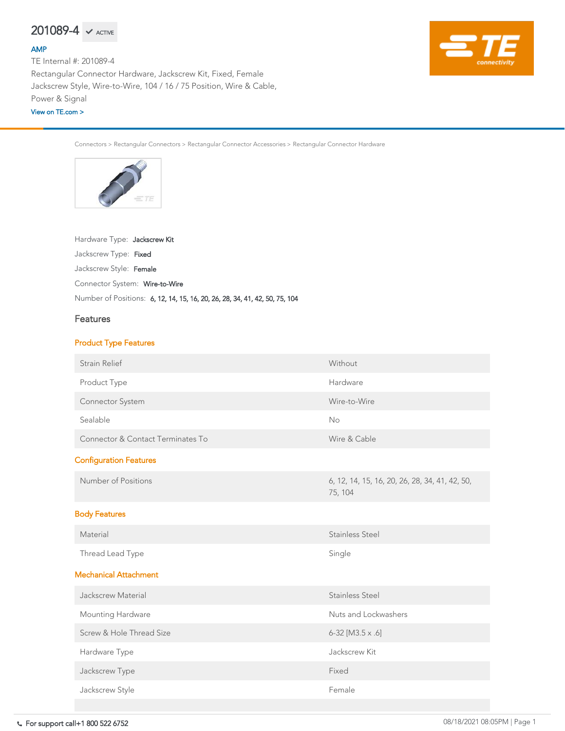# 201089-4 ✔ ACTIVE

AMP

TE Internal #: 201089-4

Rectangular Connector Hardware, Jackscrew Kit, Fixed, Female Jackscrew Style, Wire-to-Wire, 104 / 16 / 75 Position, Wire & Cable, Power & Signal

View on TE.com >

Connectors > Rectangular Connectors > Rectangular Connector Accessories > Rectangular Connector Hardware

Hardware Type: **Jackscrew Kit**

Jackscrew Type: **Fixed**

Jackscrew Style: **Female**

Connector System: **Wire-to-Wire**

Number of Positions: **6, 12, 14, 15, 16, 20, 26, 28, 34, 41, 42, 50, 75, 104**

## Features

### Product Type Features

| | |
|---|---|
| Strain Relief | Without |
| Product Type | Hardware |
| Connector System | Wire-to-Wire |
| Sealable | No |
| Connector & Contact Terminates To | Wire & Cable |

### Configuration Features

| | |
|---|---|
| Number of Positions | 6, 12, 14, 15, 16, 20, 26, 28, 34, 41, 42, 50, 75, 104 |

### Body Features

| | |
|---|---|
| Material | Stainless Steel |
| Thread Lead Type | Single |

### Mechanical Attachment

| | |
|---|---|
| Jackscrew Material | Stainless Steel |
| Mounting Hardware | Nuts and Lockwashers |
| Screw & Hole Thread Size | 6-32 [M3.5 x .6] |
| Hardware Type | Jackscrew Kit |
| Jackscrew Type | Fixed |
| Jackscrew Style | Female |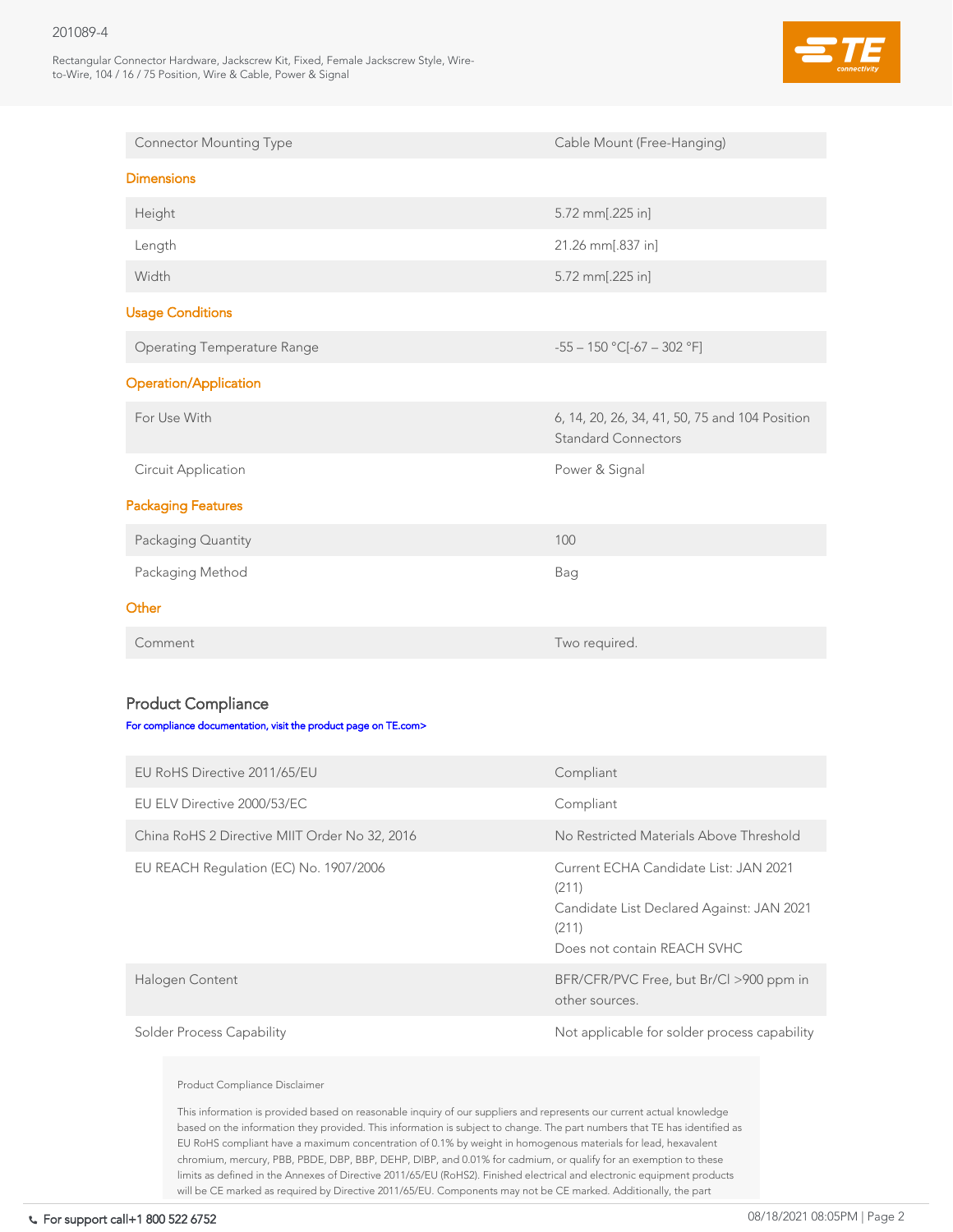| | |
|---|---|
| Connector Mounting Type | Cable Mount (Free-Hanging) |

## Dimensions

| | |
|---|---|
| Height | 5.72 mm[.225 in] |
| Length | 21.26 mm[.837 in] |
| Width | 5.72 mm[.225 in] |

## Usage Conditions

| | |
|---|---|
| Operating Temperature Range | -55 – 150 °C[-67 – 302 °F] |

## Operation/Application

| | |
|---|---|
| For Use With | 6, 14, 20, 26, 34, 41, 50, 75 and 104 Position Standard Connectors |
| Circuit Application | Power & Signal |

## Packaging Features

| | |
|---|---|
| Packaging Quantity | 100 |
| Packaging Method | Bag |

## Other

| | |
|---|---|
| Comment | Two required. |

## Product Compliance

For compliance documentation, visit the product page on TE.com>

| | |
|---|---|
| EU RoHS Directive 2011/65/EU | Compliant |
| EU ELV Directive 2000/53/EC | Compliant |
| China RoHS 2 Directive MIIT Order No 32, 2016 | No Restricted Materials Above Threshold |
| EU REACH Regulation (EC) No. 1907/2006 | Current ECHA Candidate List: JAN 2021 (211)<br>Candidate List Declared Against: JAN 2021 (211)<br>Does not contain REACH SVHC |
| Halogen Content | BFR/CFR/PVC Free, but Br/Cl >900 ppm in other sources. |
| Solder Process Capability | Not applicable for solder process capability |

Product Compliance Disclaimer

This information is provided based on reasonable inquiry of our suppliers and represents our current actual knowledge based on the information they provided. This information is subject to change. The part numbers that TE has identified as EU RoHS compliant have a maximum concentration of 0.1% by weight in homogenous materials for lead, hexavalent chromium, mercury, PBB, PBDE, DBP, BBP, DEHP, DIBP, and 0.01% for cadmium, or qualify for an exemption to these limits as defined in the Annexes of Directive 2011/65/EU (RoHS2). Finished electrical and electronic equipment products will be CE marked as required by Directive 2011/65/EU. Components may not be CE marked. Additionally, the part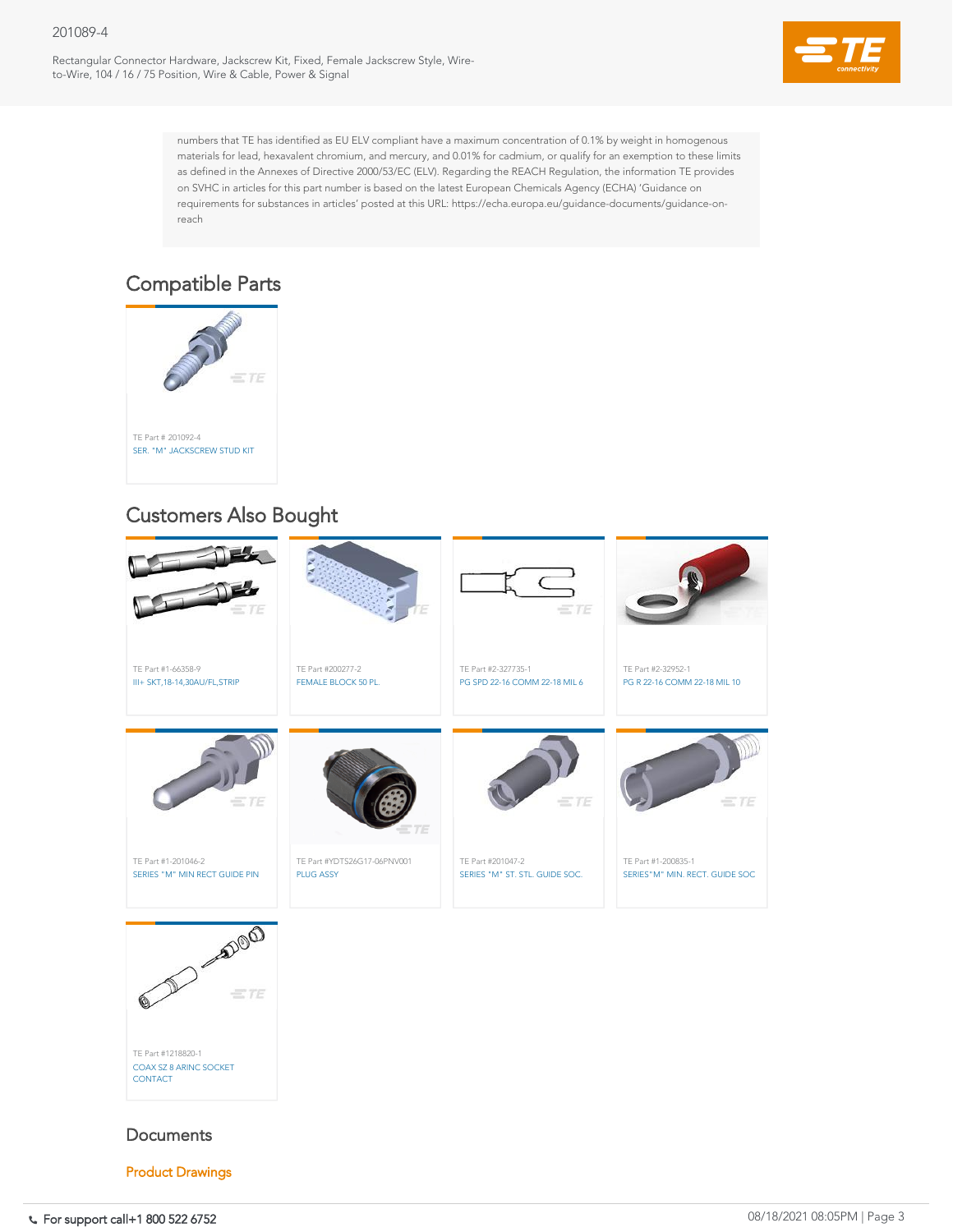numbers that TE has identified as EU ELV compliant have a maximum concentration of 0.1% by weight in homogenous materials for lead, hexavalent chromium, and mercury, and 0.01% for cadmium, or qualify for an exemption to these limits as defined in the Annexes of Directive 2000/53/EC (ELV). Regarding the REACH Regulation, the information TE provides on SVHC in articles for this part number is based on the latest European Chemicals Agency (ECHA) 'Guidance on requirements for substances in articles' posted at this URL: https://echa.europa.eu/guidance-documents/guidance-on-reach

## Compatible Parts

TE Part # 201092-4
SER. "M" JACKSCREW STUD KIT

## Customers Also Bought

TE Part #1-66358-9
III+ SKT,18-14,30AU/FL,STRIP

TE Part #200277-2
FEMALE BLOCK 50 PL.

TE Part #2-327735-1
PG SPD 22-16 COMM 22-18 MIL 6

TE Part #2-32952-1
PG R 22-16 COMM 22-18 MIL 10

TE Part #1-201046-2
SERIES "M" MIN RECT GUIDE PIN

TE Part #YDTS26G17-06PNV001
PLUG ASSY

TE Part #201047-2
SERIES "M" ST. STL. GUIDE SOC.

TE Part #1-200835-1
SERIES"M" MIN. RECT. GUIDE SOC

TE Part #1218820-1
COAX SZ 8 ARINC SOCKET CONTACT

## Documents

Product Drawings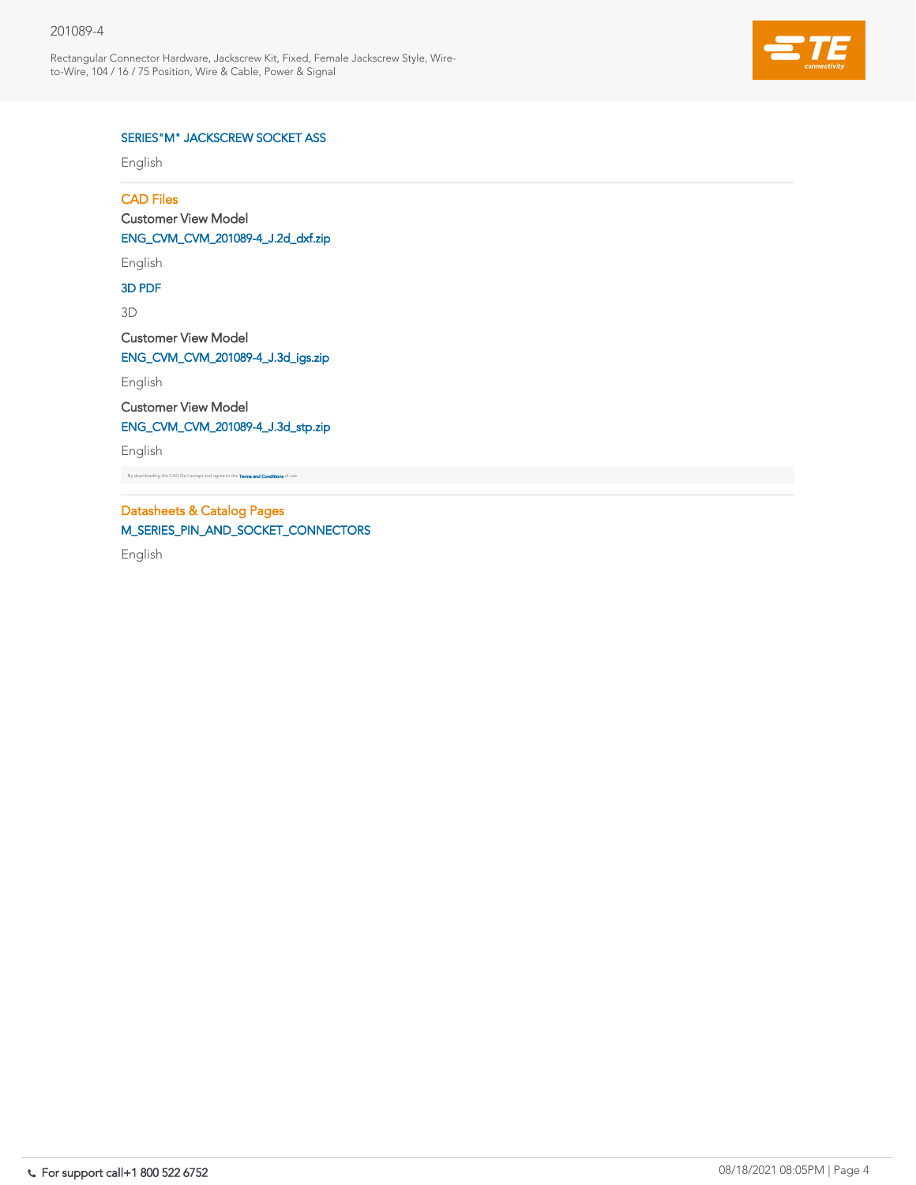SERIES"M" JACKSCREW SOCKET ASS

English

## CAD Files

Customer View Model

ENG_CVM_CVM_201089-4_J.2d_dxf.zip

English

3D PDF

3D

Customer View Model

ENG_CVM_CVM_201089-4_J.3d_igs.zip

English

Customer View Model

ENG_CVM_CVM_201089-4_J.3d_stp.zip

English

By downloading the CAD file I accept and agree to the Terms and Conditions of use.

## Datasheets & Catalog Pages

M_SERIES_PIN_AND_SOCKET_CONNECTORS

English